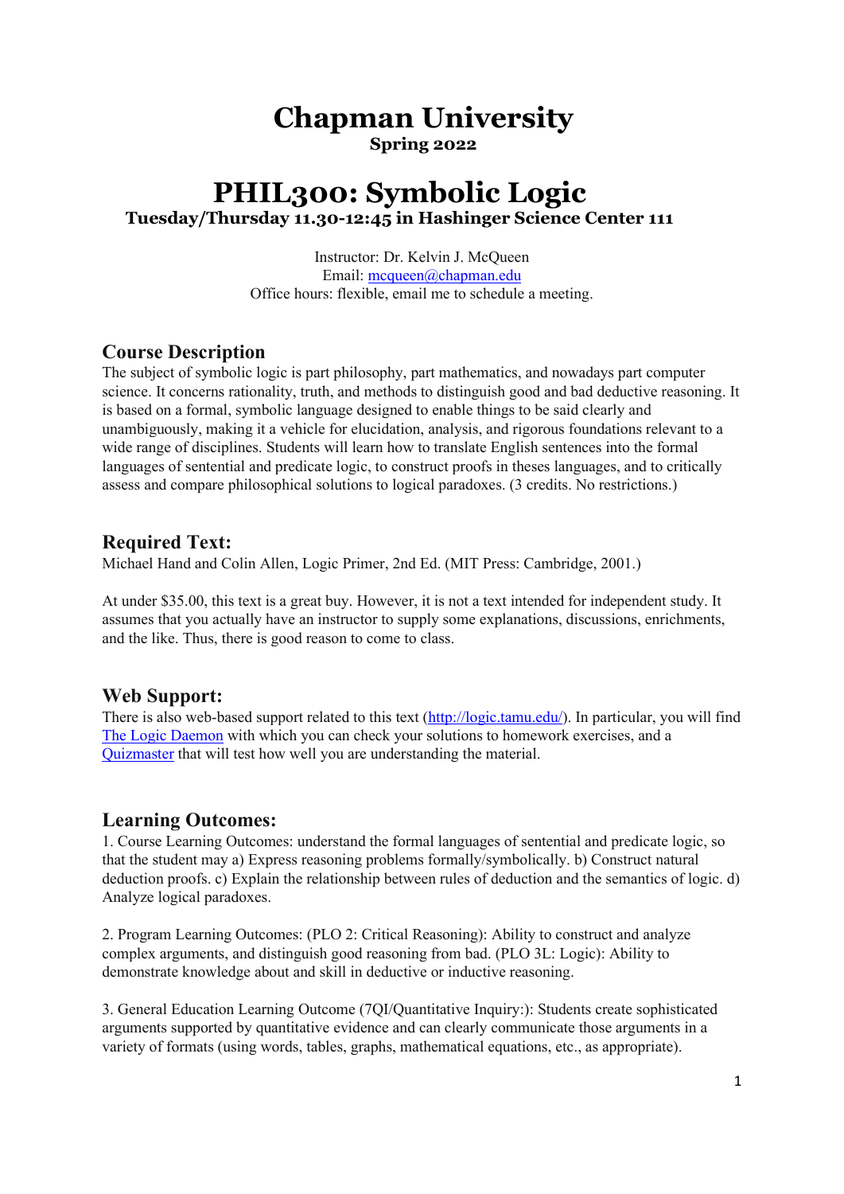# Chapman University

**Spring 2022**

# PHIL300: Symbolic Logic

**Tuesday/Thursday 11.30-12:45 in Hashinger Science Center 111**

Instructor: Dr. Kelvin J. McQueen
Email: mcqueen@chapman.edu
Office hours: flexible, email me to schedule a meeting.

## Course Description

The subject of symbolic logic is part philosophy, part mathematics, and nowadays part computer science. It concerns rationality, truth, and methods to distinguish good and bad deductive reasoning. It is based on a formal, symbolic language designed to enable things to be said clearly and unambiguously, making it a vehicle for elucidation, analysis, and rigorous foundations relevant to a wide range of disciplines. Students will learn how to translate English sentences into the formal languages of sentential and predicate logic, to construct proofs in theses languages, and to critically assess and compare philosophical solutions to logical paradoxes. (3 credits. No restrictions.)

## Required Text:

Michael Hand and Colin Allen, Logic Primer, 2nd Ed. (MIT Press: Cambridge, 2001.)

At under $35.00, this text is a great buy. However, it is not a text intended for independent study. It assumes that you actually have an instructor to supply some explanations, discussions, enrichments, and the like. Thus, there is good reason to come to class.

## Web Support:

There is also web-based support related to this text (http://logic.tamu.edu/). In particular, you will find The Logic Daemon with which you can check your solutions to homework exercises, and a Quizmaster that will test how well you are understanding the material.

## Learning Outcomes:

1. Course Learning Outcomes: understand the formal languages of sentential and predicate logic, so that the student may a) Express reasoning problems formally/symbolically. b) Construct natural deduction proofs. c) Explain the relationship between rules of deduction and the semantics of logic. d) Analyze logical paradoxes.

2. Program Learning Outcomes: (PLO 2: Critical Reasoning): Ability to construct and analyze complex arguments, and distinguish good reasoning from bad. (PLO 3L: Logic): Ability to demonstrate knowledge about and skill in deductive or inductive reasoning.

3. General Education Learning Outcome (7QI/Quantitative Inquiry:): Students create sophisticated arguments supported by quantitative evidence and can clearly communicate those arguments in a variety of formats (using words, tables, graphs, mathematical equations, etc., as appropriate).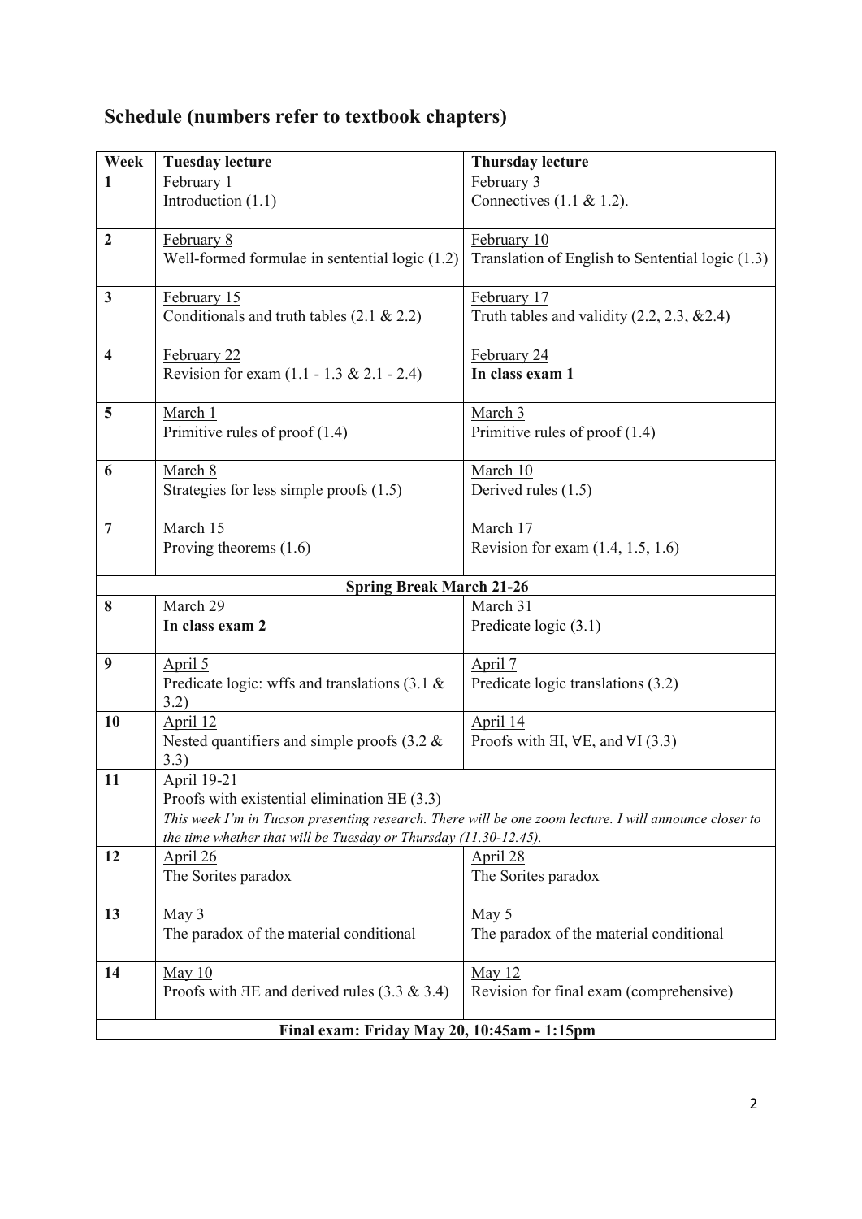## Schedule (numbers refer to textbook chapters)

| Week | Tuesday lecture | Thursday lecture |
|---|---|---|
| **1** | February 1<br>Introduction (1.1) | February 3<br>Connectives (1.1 & 1.2). |
| **2** | February 8<br>Well-formed formulae in sentential logic (1.2) | February 10<br>Translation of English to Sentential logic (1.3) |
| **3** | February 15<br>Conditionals and truth tables (2.1 & 2.2) | February 17<br>Truth tables and validity (2.2, 2.3, &2.4) |
| **4** | February 22<br>Revision for exam (1.1 - 1.3 & 2.1 - 2.4) | February 24<br>**In class exam 1** |
| **5** | March 1<br>Primitive rules of proof (1.4) | March 3<br>Primitive rules of proof (1.4) |
| **6** | March 8<br>Strategies for less simple proofs (1.5) | March 10<br>Derived rules (1.5) |
| **7** | March 15<br>Proving theorems (1.6) | March 17<br>Revision for exam (1.4, 1.5, 1.6) |
| | **Spring Break March 21-26** | |
| **8** | March 29<br>**In class exam 2** | March 31<br>Predicate logic (3.1) |
| **9** | April 5<br>Predicate logic: wffs and translations (3.1 & 3.2) | April 7<br>Predicate logic translations (3.2) |
| **10** | April 12<br>Nested quantifiers and simple proofs (3.2 & 3.3) | April 14<br>Proofs with ∃I, ∀E, and ∀I (3.3) |
| **11** | April 19-21<br>Proofs with existential elimination ∃E (3.3)<br>*This week I'm in Tucson presenting research. There will be one zoom lecture. I will announce closer to the time whether that will be Tuesday or Thursday (11.30-12.45).* | |
| **12** | April 26<br>The Sorites paradox | April 28<br>The Sorites paradox |
| **13** | May 3<br>The paradox of the material conditional | May 5<br>The paradox of the material conditional |
| **14** | May 10<br>Proofs with ∃E and derived rules (3.3 & 3.4) | May 12<br>Revision for final exam (comprehensive) |
| | **Final exam: Friday May 20, 10:45am - 1:15pm** | |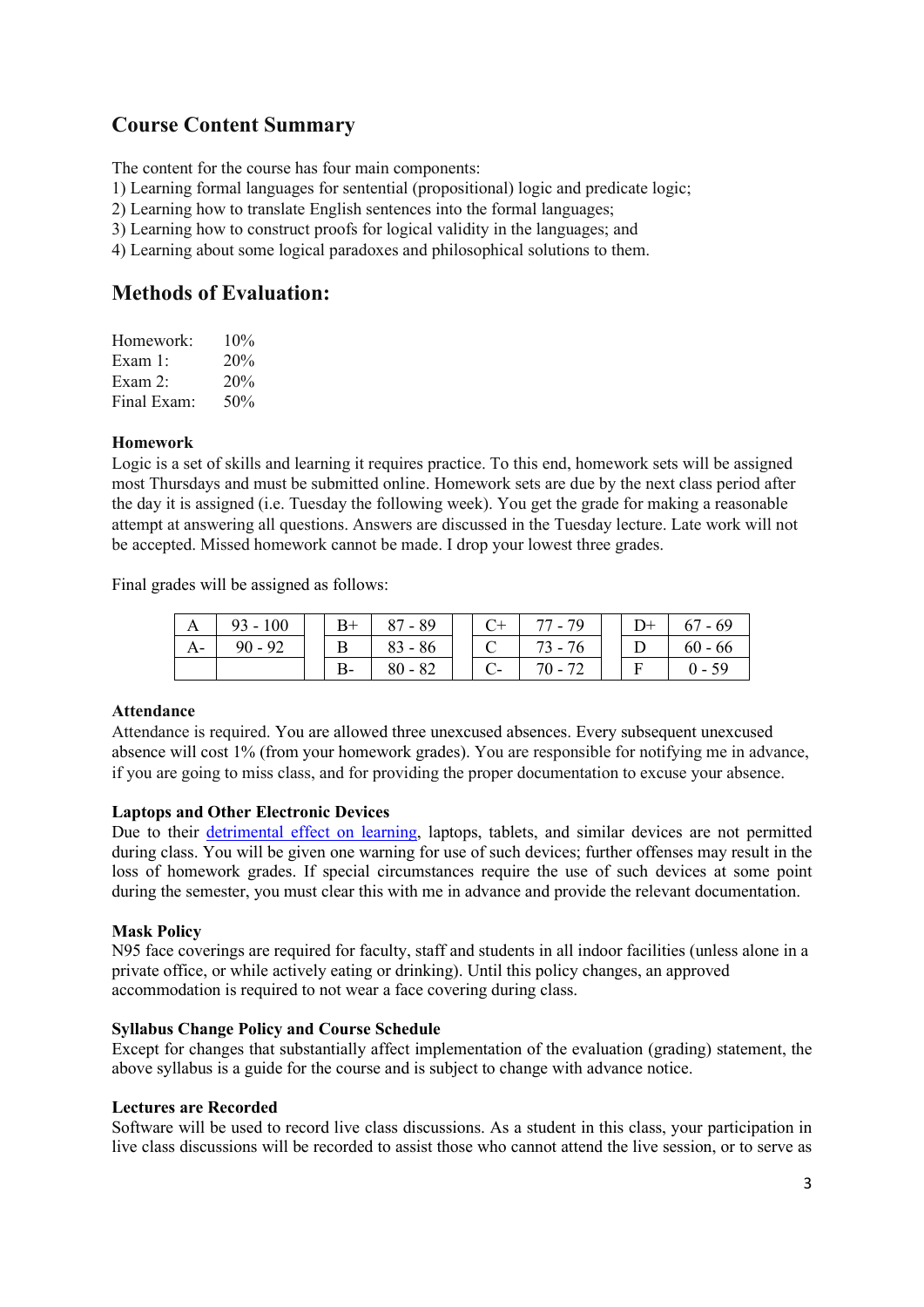## Course Content Summary

The content for the course has four main components:

1) Learning formal languages for sentential (propositional) logic and predicate logic;
2) Learning how to translate English sentences into the formal languages;
3) Learning how to construct proofs for logical validity in the languages; and
4) Learning about some logical paradoxes and philosophical solutions to them.

## Methods of Evaluation:

Homework: 10%
Exam 1: 20%
Exam 2: 20%
Final Exam: 50%

**Homework**

Logic is a set of skills and learning it requires practice. To this end, homework sets will be assigned most Thursdays and must be submitted online. Homework sets are due by the next class period after the day it is assigned (i.e. Tuesday the following week). You get the grade for making a reasonable attempt at answering all questions. Answers are discussed in the Tuesday lecture. Late work will not be accepted. Missed homework cannot be made. I drop your lowest three grades.

Final grades will be assigned as follows:

| A | 93 - 100 | | B+ | 87 - 89 | | C+ | 77 - 79 | | D+ | 67 - 69 |
|---|---|---|---|---|---|---|---|---|---|---|
| A- | 90 - 92 | | B | 83 - 86 | | C | 73 - 76 | | D | 60 - 66 |
| | | | B- | 80 - 82 | | C- | 70 - 72 | | F | 0 - 59 |

**Attendance**

Attendance is required. You are allowed three unexcused absences. Every subsequent unexcused absence will cost 1% (from your homework grades). You are responsible for notifying me in advance, if you are going to miss class, and for providing the proper documentation to excuse your absence.

**Laptops and Other Electronic Devices**

Due to their detrimental effect on learning, laptops, tablets, and similar devices are not permitted during class. You will be given one warning for use of such devices; further offenses may result in the loss of homework grades. If special circumstances require the use of such devices at some point during the semester, you must clear this with me in advance and provide the relevant documentation.

**Mask Policy**

N95 face coverings are required for faculty, staff and students in all indoor facilities (unless alone in a private office, or while actively eating or drinking). Until this policy changes, an approved accommodation is required to not wear a face covering during class.

**Syllabus Change Policy and Course Schedule**

Except for changes that substantially affect implementation of the evaluation (grading) statement, the above syllabus is a guide for the course and is subject to change with advance notice.

**Lectures are Recorded**

Software will be used to record live class discussions. As a student in this class, your participation in live class discussions will be recorded to assist those who cannot attend the live session, or to serve as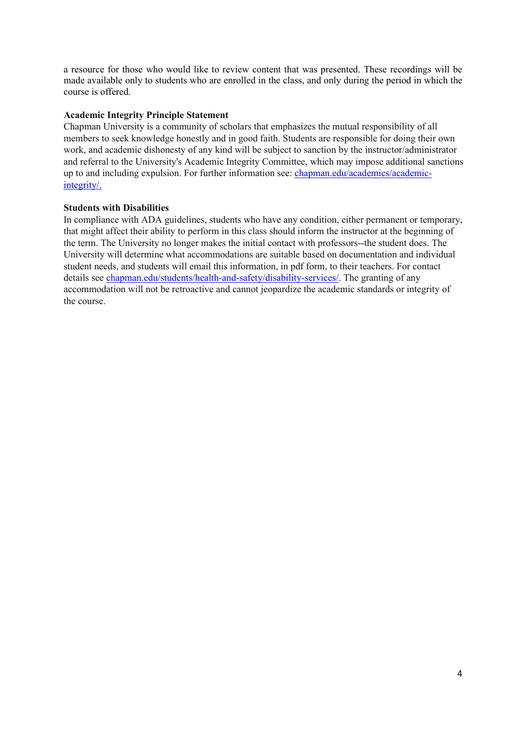a resource for those who would like to review content that was presented. These recordings will be made available only to students who are enrolled in the class, and only during the period in which the course is offered.

**Academic Integrity Principle Statement**

Chapman University is a community of scholars that emphasizes the mutual responsibility of all members to seek knowledge honestly and in good faith. Students are responsible for doing their own work, and academic dishonesty of any kind will be subject to sanction by the instructor/administrator and referral to the University's Academic Integrity Committee, which may impose additional sanctions up to and including expulsion. For further information see: [chapman.edu/academics/academic-integrity/.](chapman.edu/academics/academic-integrity/)

**Students with Disabilities**

In compliance with ADA guidelines, students who have any condition, either permanent or temporary, that might affect their ability to perform in this class should inform the instructor at the beginning of the term. The University no longer makes the initial contact with professors--the student does. The University will determine what accommodations are suitable based on documentation and individual student needs, and students will email this information, in pdf form, to their teachers. For contact details see [chapman.edu/students/health-and-safety/disability-services/](chapman.edu/students/health-and-safety/disability-services/). The granting of any accommodation will not be retroactive and cannot jeopardize the academic standards or integrity of the course.